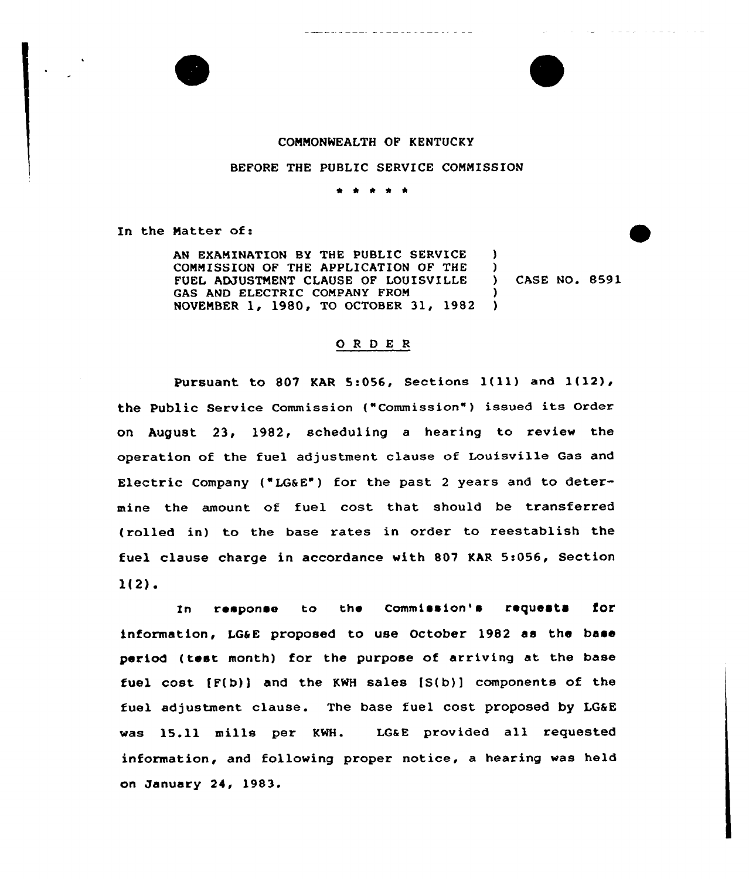COMMONWEALTH OF KENTUCKY

BEFORE THE PUBLIC SERVICE COMMISSION

\* \* \* \* \*

In the Matter of:

| | | |
|---|---|---|
| AN EXAMINATION BY THE PUBLIC SERVICE COMMISSION OF THE APPLICATION OF THE FUEL ADJUSTMENT CLAUSE OF LOUISVILLE GAS AND ELECTRIC COMPANY FROM NOVEMBER 1, 1980, TO OCTOBER 31, 1982 | ) | CASE NO. 8591 |

## O R D E R

Pursuant to 807 KAR 5:056, Sections 1(11) and 1(12), the Public Service Commission ("Commission") issued its Order on August 23, 1982, scheduling a hearing to review the operation of the fuel adjustment clause of Louisville Gas and Electric Company ("LG&E") for the past 2 years and to determine the amount of fuel cost that should be transferred (rolled in) to the base rates in order to reestablish the fuel clause charge in accordance with 807 KAR 5:056, Section 1(2).

In response to the Commission's requests for information, LG&E proposed to use October 1982 as the base period (test month) for the purpose of arriving at the base fuel cost [F(b)] and the KWH sales [S(b)] components of the fuel adjustment clause. The base fuel cost proposed by LG&E was 15.11 mills per KWH. LG&E provided all requested information, and following proper notice, a hearing was held on January 24, 1983.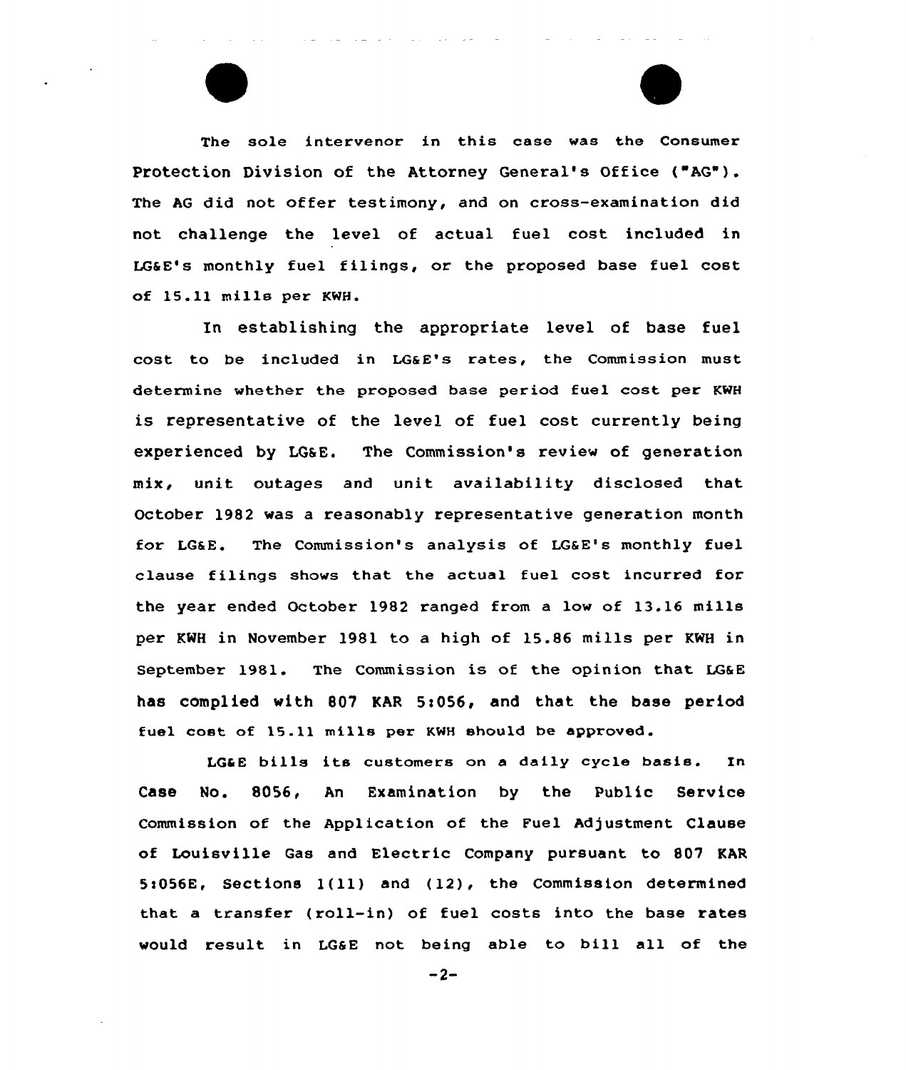The sole intervenor in this case was the Consumer Protection Division of the Attorney General's Office ("AG"). The AG did not offer testimony, and on cross-examination did not challenge the level of actual fuel cost included in LG&E's monthly fuel filings, or the proposed base fuel cost of 15.11 mills per KWH.

In establishing the appropriate level of base fuel cost to be included in LG&E's rates, the Commission must determine whether the proposed base period fuel cost per KWH is representative of the level of fuel cost currently being experienced by LG&E. The Commission's review of generation mix, unit outages and unit availability disclosed that October 1982 was a reasonably representative generation month for LG&E. The Commission's analysis of LG&E's monthly fuel clause filings shows that the actual fuel cost incurred for the year ended October 1982 ranged from a low of 13.16 mills per KWH in November 1981 to a high of 15.86 mills per KWH in September 1981. The Commission is of the opinion that LG&E has complied with 807 KAR 5:056, and that the base period fuel cost of 15.11 mills per KWH should be approved.

LG&E bills its customers on a daily cycle basis. In Case No. 8056, An Examination by the Public Service Commission of the Application of the Fuel Adjustment Clause of Louisville Gas and Electric Company pursuant to 807 KAR 5:056E, Sections 1(11) and (12), the Commission determined that a transfer (roll-in) of fuel costs into the base rates would result in LG&E not being able to bill all of the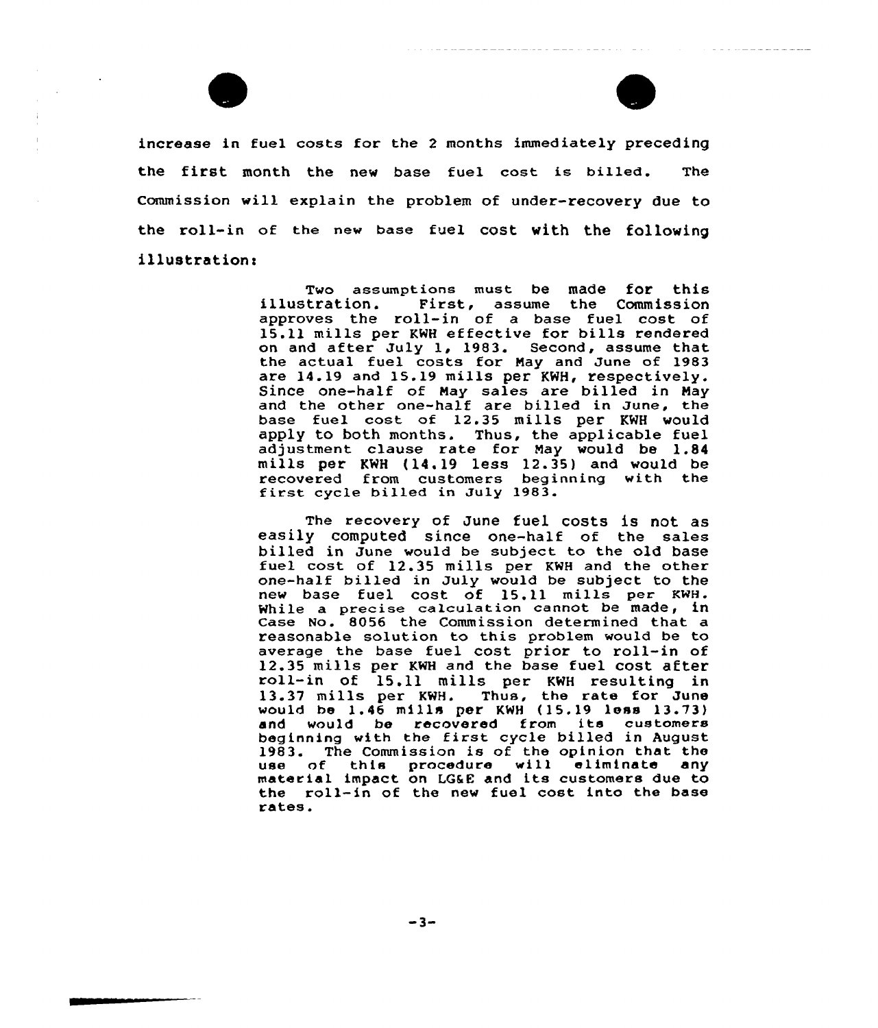increase in fuel costs for the 2 months immediately preceding the first month the new base fuel cost is billed. The Commission will explain the problem of under-recovery due to the roll-in of the new base fuel cost with the following illustration:

> Two assumptions must be made for this illustration. First, assume the Commission approves the roll-in of a base fuel cost of 15.11 mills per KWH effective for bills rendered on and after July 1, 1983. Second, assume that the actual fuel costs for May and June of 1983 are 14.19 and 15.19 mills per KWH, respectively. Since one-half of May sales are billed in May and the other one-half are billed in June, the base fuel cost of 12.35 mills per KWH would apply to both months. Thus, the applicable fuel adjustment clause rate for May would be 1.84 mills per KWH (14.19 less 12.35) and would be recovered from customers beginning with the first cycle billed in July 1983.
>
> The recovery of June fuel costs is not as easily computed since one-half of the sales billed in June would be subject to the old base fuel cost of 12.35 mills per KWH and the other one-half billed in July would be subject to the new base fuel cost of 15.11 mills per KWH. While a precise calculation cannot be made, in Case No. 8056 the Commission determined that a reasonable solution to this problem would be to average the base fuel cost prior to roll-in of 12.35 mills per KWH and the base fuel cost after roll-in of 15.11 mills per KWH resulting in 13.37 mills per KWH. Thus, the rate for June would be 1.46 mills per KWH (15.19 less 13.73) and would be recovered from its customers beginning with the first cycle billed in August 1983. The Commission is of the opinion that the use of this procedure will eliminate any material impact on LG&E and its customers due to the roll-in of the new fuel cost into the base rates.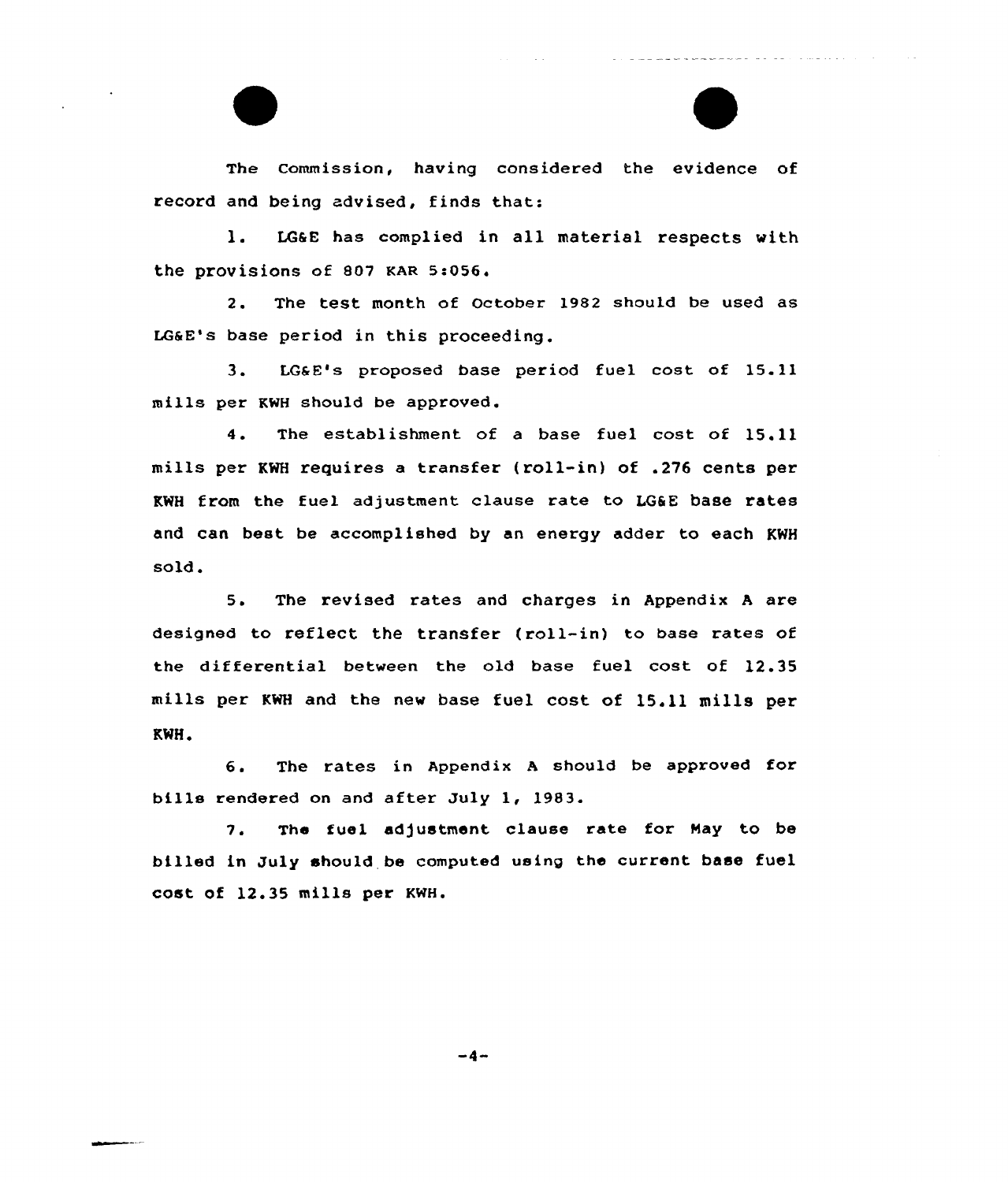The Commission, having considered the evidence of record and being advised, finds that:

1. LG&E has complied in all material respects with the provisions of 807 KAR 5:056.

2. The test month of October 1982 should be used as LG&E's base period in this proceeding.

3. LG&E's proposed base period fuel cost of 15.11 mills per KWH should be approved.

4. The establishment of a base fuel cost of 15.11 mills per KWH requires a transfer (roll-in) of .276 cents per KWH from the fuel adjustment clause rate to LG&E base rates and can best be accomplished by an energy adder to each KWH sold.

5. The revised rates and charges in Appendix A are designed to reflect the transfer (roll-in) to base rates of the differential between the old base fuel cost of 12.35 mills per KWH and the new base fuel cost of 15.11 mills per KWH.

6. The rates in Appendix A should be approved for bills rendered on and after July 1, 1983.

7. The fuel adjustment clause rate for May to be billed in July should be computed using the current base fuel cost of 12.35 mills per KWH.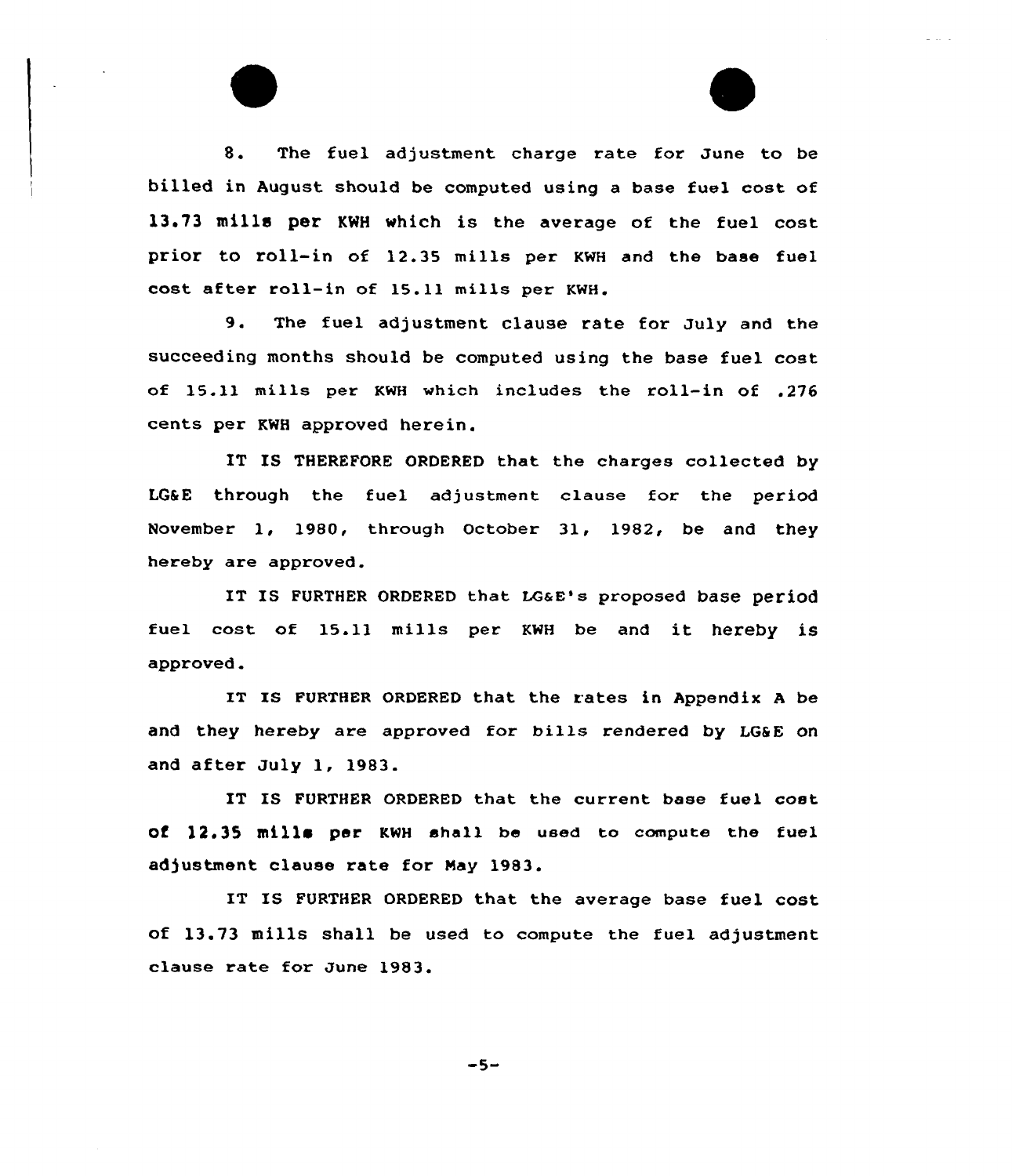8. The fuel adjustment charge rate for June to be billed in August should be computed using a base fuel cost of 13.73 mills per KWH which is the average of the fuel cost prior to roll-in of 12.35 mills per KWH and the base fuel cost after roll-in of 15.11 mills per KWH.

9. The fuel adjustment clause rate for July and the succeeding months should be computed using the base fuel cost of 15.11 mills per KWH which includes the roll-in of .276 cents per KWH approved herein.

IT IS THEREFORE ORDERED that the charges collected by LG&E through the fuel adjustment clause for the period November 1, 1980, through October 31, 1982, be and they hereby are approved.

IT IS FURTHER ORDERED that LG&E's proposed base period fuel cost of 15.11 mills per KWH be and it hereby is approved.

IT IS FURTHER ORDERED that the rates in Appendix A be and they hereby are approved for bills rendered by LG&E on and after July 1, 1983.

IT IS FURTHER ORDERED that the current base fuel cost of 12.35 mills per KWH shall be used to compute the fuel adjustment clause rate for May 1983.

IT IS FURTHER ORDERED that the average base fuel cost of 13.73 mills shall be used to compute the fuel adjustment clause rate for June 1983.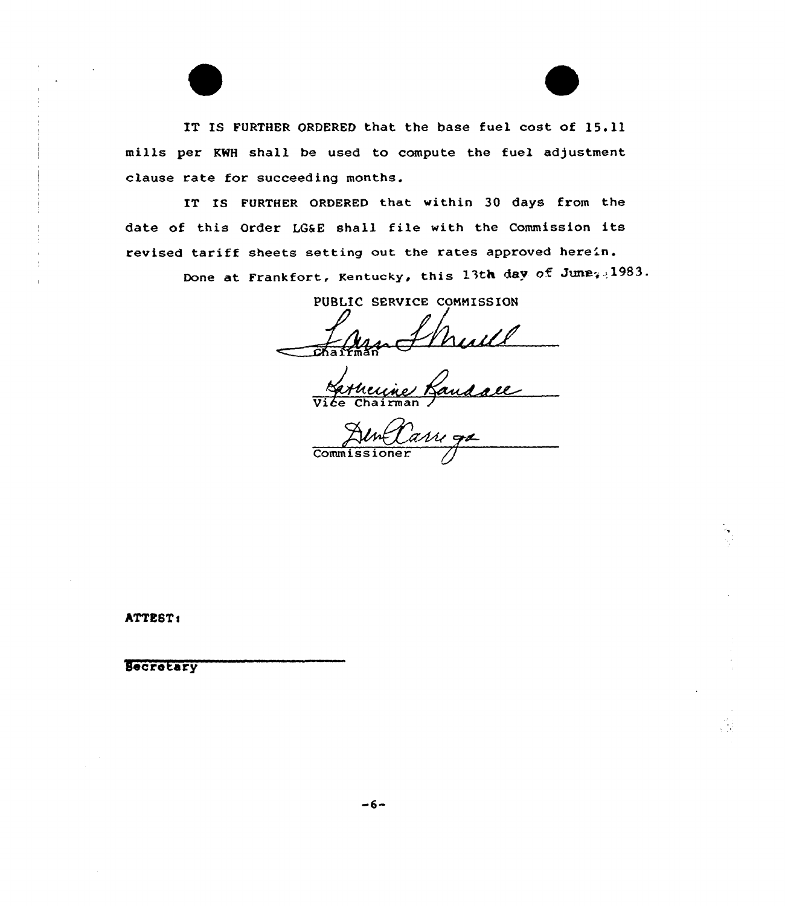IT IS FURTHER ORDERED that the base fuel cost of 15.11 mills per KWH shall be used to compute the fuel adjustment clause rate for succeeding months.

IT IS FURTHER ORDERED that within 30 days from the date of this Order LG&E shall file with the Commission its revised tariff sheets setting out the rates approved herein.

Done at Frankfort, Kentucky, this 13th day of June, 1983.

PUBLIC SERVICE COMMISSION

Chairman

Vice Chairman

Commissioner

ATTEST:

Secretary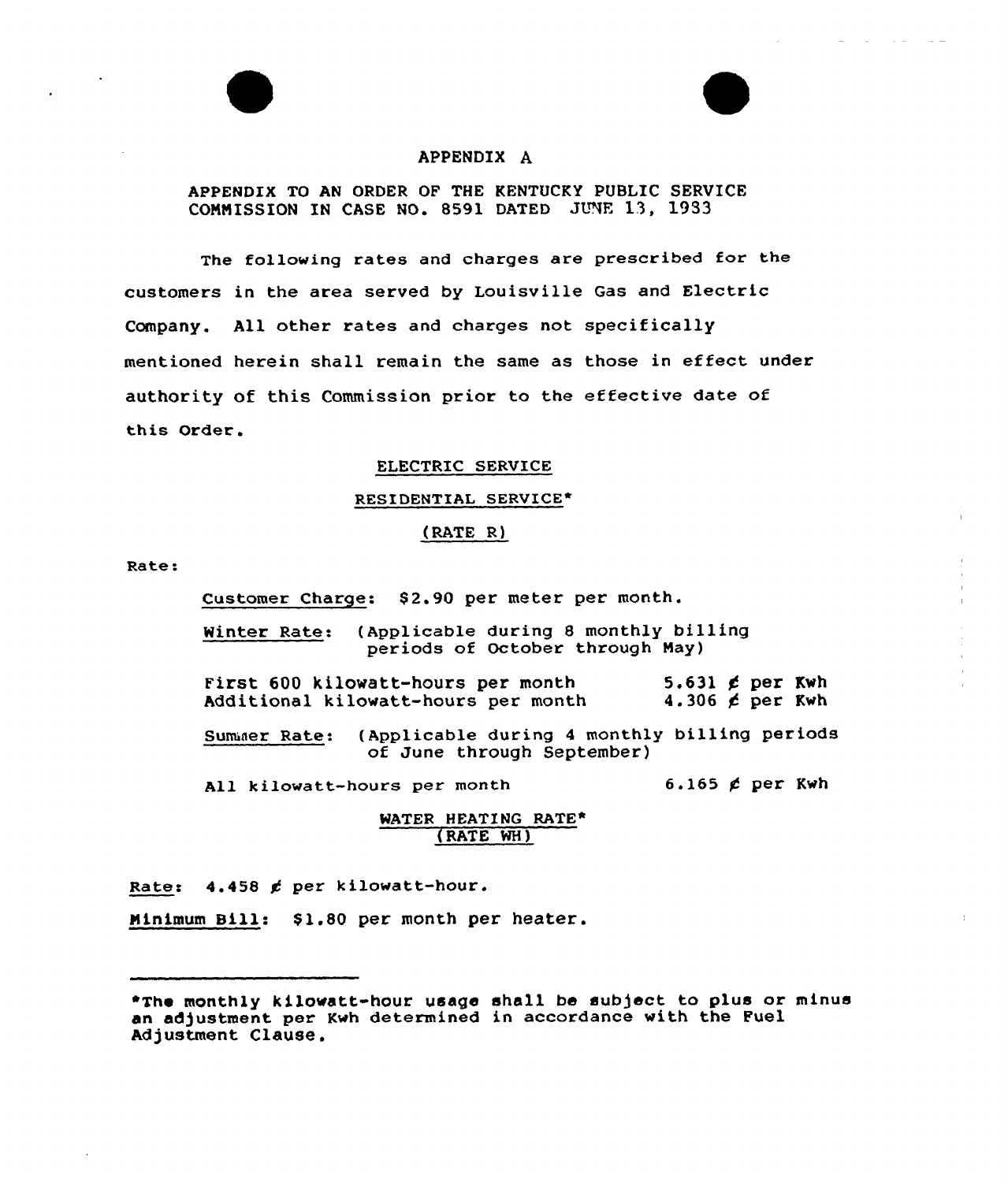# APPENDIX A

APPENDIX TO AN ORDER OF THE KENTUCKY PUBLIC SERVICE COMMISSION IN CASE NO. 8591 DATED JUNE 13, 1983

The following rates and charges are prescribed for the customers in the area served by Louisville Gas and Electric Company. All other rates and charges not specifically mentioned herein shall remain the same as those in effect under authority of this Commission prior to the effective date of this Order.

## ELECTRIC SERVICE

### RESIDENTIAL SERVICE*

### (RATE R)

Rate:

Customer Charge: $2.90 per meter per month.

Winter Rate: (Applicable during 8 monthly billing periods of October through May)

| | |
|---|---|
| First 600 kilowatt-hours per month | 5.631 ¢ per Kwh |
| Additional kilowatt-hours per month | 4.306 ¢ per Kwh |

Summer Rate: (Applicable during 4 monthly billing periods of June through September)

| | |
|---|---|
| All kilowatt-hours per month | 6.165 ¢ per Kwh |

### WATER HEATING RATE*
### (RATE WH)

Rate: 4.458 ¢ per kilowatt-hour.

Minimum Bill: $1.80 per month per heater.

---

*The monthly kilowatt-hour usage shall be subject to plus or minus an adjustment per Kwh determined in accordance with the Fuel Adjustment Clause.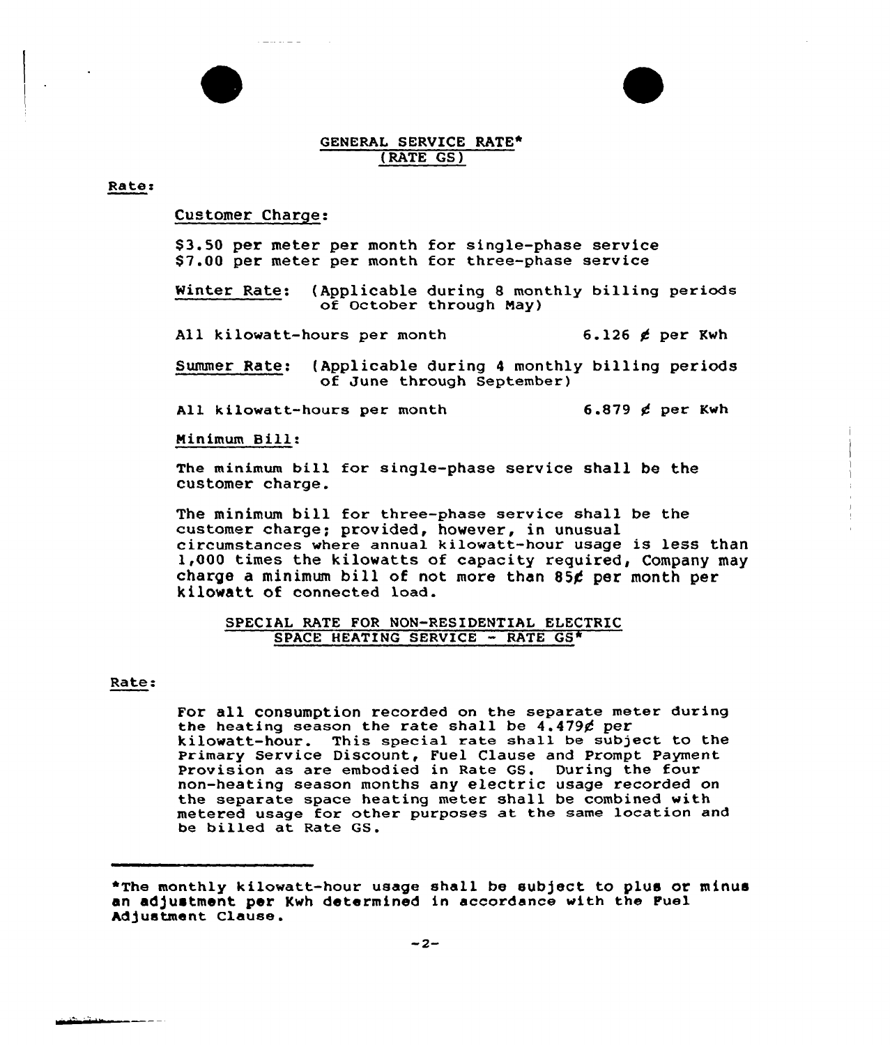## GENERAL SERVICE RATE* (RATE GS)

Rate:

Customer Charge:

$3.50 per meter per month for single-phase service
$7.00 per meter per month for three-phase service

Winter Rate: (Applicable during 8 monthly billing periods of October through May)

All kilowatt-hours per month 6.126 ¢ per Kwh

Summer Rate: (Applicable during 4 monthly billing periods of June through September)

All kilowatt-hours per month 6.879 ¢ per Kwh

Minimum Bill:

The minimum bill for single-phase service shall be the customer charge.

The minimum bill for three-phase service shall be the customer charge; provided, however, in unusual circumstances where annual kilowatt-hour usage is less than 1,000 times the kilowatts of capacity required, Company may charge a minimum bill of not more than 85¢ per month per kilowatt of connected load.

## SPECIAL RATE FOR NON-RESIDENTIAL ELECTRIC SPACE HEATING SERVICE - RATE GS*

Rate:

For all consumption recorded on the separate meter during the heating season the rate shall be 4.479¢ per kilowatt-hour. This special rate shall be subject to the Primary Service Discount, Fuel Clause and Prompt Payment Provision as are embodied in Rate GS. During the four non-heating season months any electric usage recorded on the separate space heating meter shall be combined with metered usage for other purposes at the same location and be billed at Rate GS.

---

*The monthly kilowatt-hour usage shall be subject to plus or minus an adjustment per Kwh determined in accordance with the Fuel Adjustment Clause.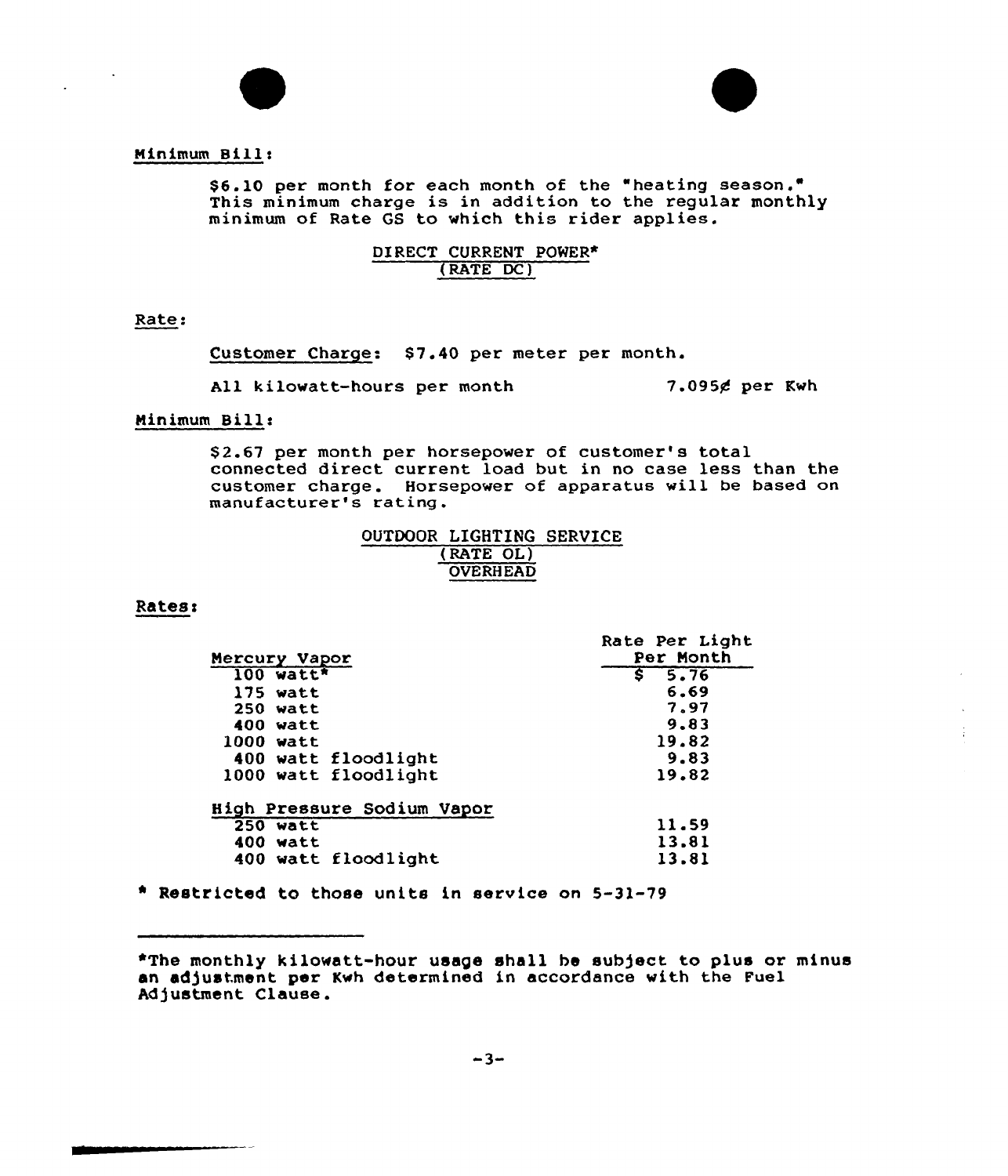Minimum Bill:

$6.10 per month for each month of the "heating season." This minimum charge is in addition to the regular monthly minimum of Rate GS to which this rider applies.

DIRECT CURRENT POWER*
(RATE DC)

Rate:

Customer Charge: $7.40 per meter per month.

All kilowatt-hours per month 7.095¢ per Kwh

Minimum Bill:

$2.67 per month per horsepower of customer's total connected direct current load but in no case less than the customer charge. Horsepower of apparatus will be based on manufacturer's rating.

OUTDOOR LIGHTING SERVICE
(RATE OL)
OVERHEAD

Rates:

| Mercury Vapor | Rate Per Light Per Month |
|---|---|
| 100 watt* | $ 5.76 |
| 175 watt | 6.69 |
| 250 watt | 7.97 |
| 400 watt | 9.83 |
| 1000 watt | 19.82 |
| 400 watt floodlight | 9.83 |
| 1000 watt floodlight | 19.82 |
| **High Pressure Sodium Vapor** | |
| 250 watt | 11.59 |
| 400 watt | 13.81 |
| 400 watt floodlight | 13.81 |

* Restricted to those units in service on 5-31-79

*The monthly kilowatt-hour usage shall be subject to plus or minus an adjustment per Kwh determined in accordance with the Fuel Adjustment Clause.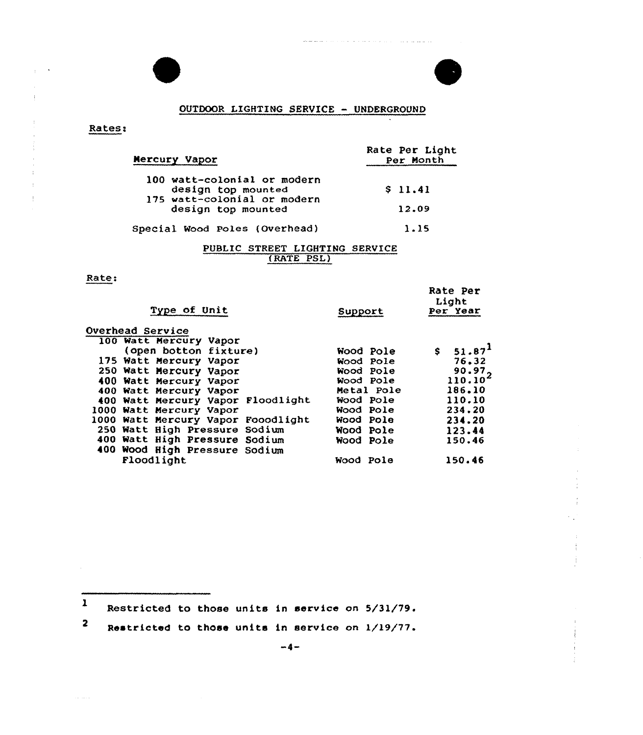## OUTDOOR LIGHTING SERVICE - UNDERGROUND

Rates:

| Mercury Vapor | Rate Per Light Per Month |
|---|---|
| 100 watt-colonial or modern design top mounted | $ 11.41 |
| 175 watt-colonial or modern design top mounted | 12.09 |
| Special Wood Poles (Overhead) | 1.15 |

## PUBLIC STREET LIGHTING SERVICE (RATE PSL)

Rate:

| Type of Unit | Support | Rate Per Light Per Year |
|---|---|---|
| Overhead Service | | |
| 100 Watt Mercury Vapor (open botton fixture) | Wood Pole | $ 51.87[1] |
| 175 Watt Mercury Vapor | Wood Pole | 76.32 |
| 250 Watt Mercury Vapor | Wood Pole | 90.97[2] |
| 400 Watt Mercury Vapor | Wood Pole | 110.10[2] |
| 400 Watt Mercury Vapor | Metal Pole | 186.10 |
| 400 Watt Mercury Vapor Floodlight | Wood Pole | 110.10 |
| 1000 Watt Mercury Vapor | Wood Pole | 234.20 |
| 1000 Watt Mercury Vapor Fooodlight | Wood Pole | 234.20 |
| 250 Watt High Pressure Sodium | Wood Pole | 123.44 |
| 400 Watt High Pressure Sodium | Wood Pole | 150.46 |
| 400 Wood High Pressure Sodium Floodlight | Wood Pole | 150.46 |

[1] Restricted to those units in service on 5/31/79.

[2] Restricted to those units in service on 1/19/77.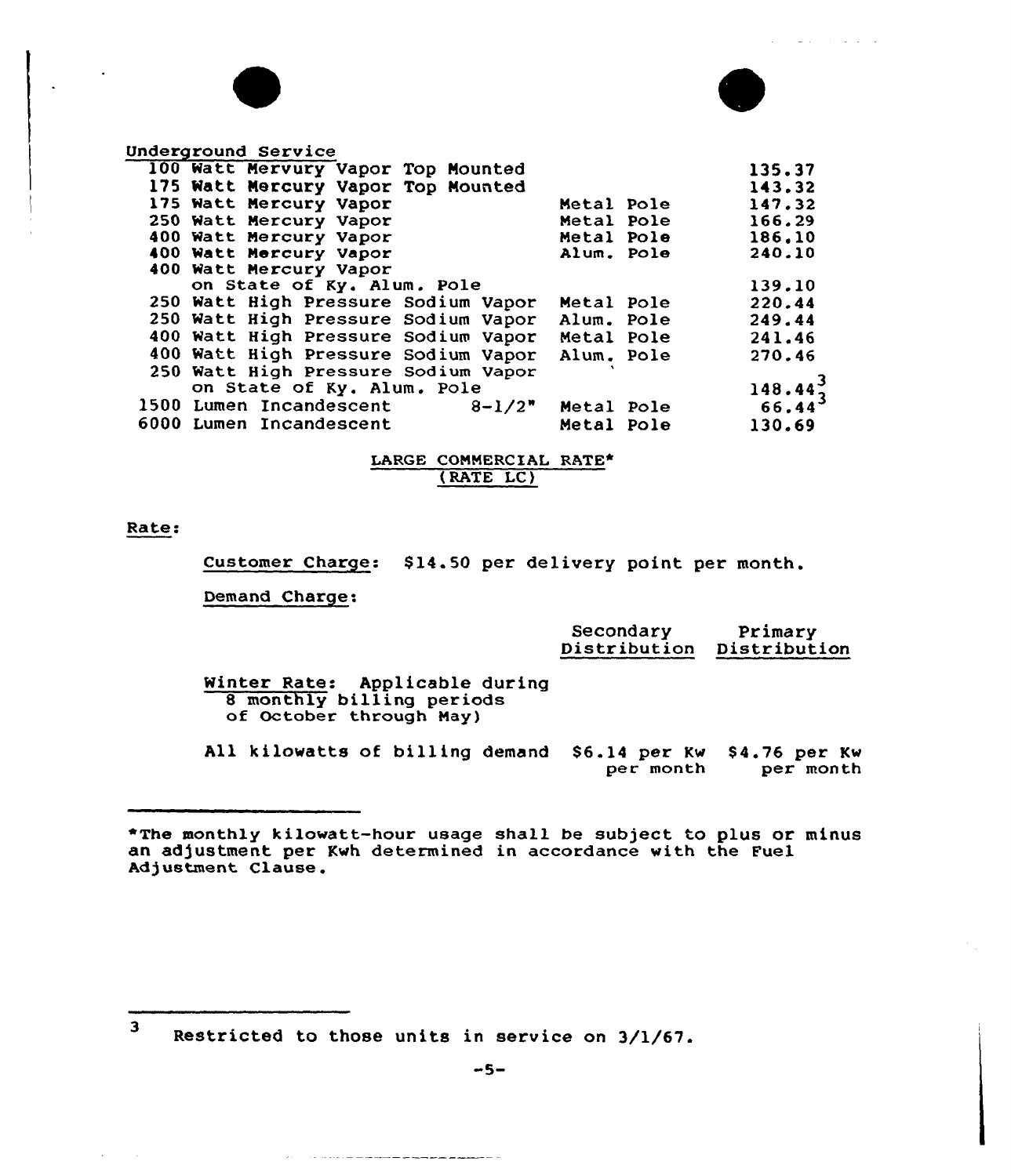Underground Service

| | | |
|---|---|---|
| 100 Watt Mervury Vapor Top Mounted | | 135.37 |
| 175 Watt Mercury Vapor Top Mounted | | 143.32 |
| 175 Watt Mercury Vapor | Metal Pole | 147.32 |
| 250 Watt Mercury Vapor | Metal Pole | 166.29 |
| 400 Watt Mercury Vapor | Metal Pole | 186.10 |
| 400 Watt Mercury Vapor | Alum. Pole | 240.10 |
| 400 Watt Mercury Vapor on State of Ky. Alum. Pole | | 139.10 |
| 250 Watt High Pressure Sodium Vapor | Metal Pole | 220.44 |
| 250 Watt High Pressure Sodium Vapor | Alum. Pole | 249.44 |
| 400 Watt High Pressure Sodium Vapor | Metal Pole | 241.46 |
| 400 Watt High Pressure Sodium Vapor | Alum. Pole | 270.46 |
| 250 Watt High Pressure Sodium Vapor on State of Ky. Alum. Pole | | 148.44[3] |
| 1500 Lumen Incandescent 8-1/2" | Metal Pole | 66.44[3] |
| 6000 Lumen Incandescent | Metal Pole | 130.69 |

LARGE COMMERCIAL RATE*
(RATE LC)

Rate:

Customer Charge: $14.50 per delivery point per month.

Demand Charge:

| | Secondary Distribution | Primary Distribution |
|---|---|---|
| Winter Rate: Applicable during 8 monthly billing periods of October through May) | | |
| All kilowatts of billing demand | $6.14 per Kw per month | $4.76 per Kw per month |

*The monthly kilowatt-hour usage shall be subject to plus or minus an adjustment per Kwh determined in accordance with the Fuel Adjustment Clause.

3 Restricted to those units in service on 3/1/67.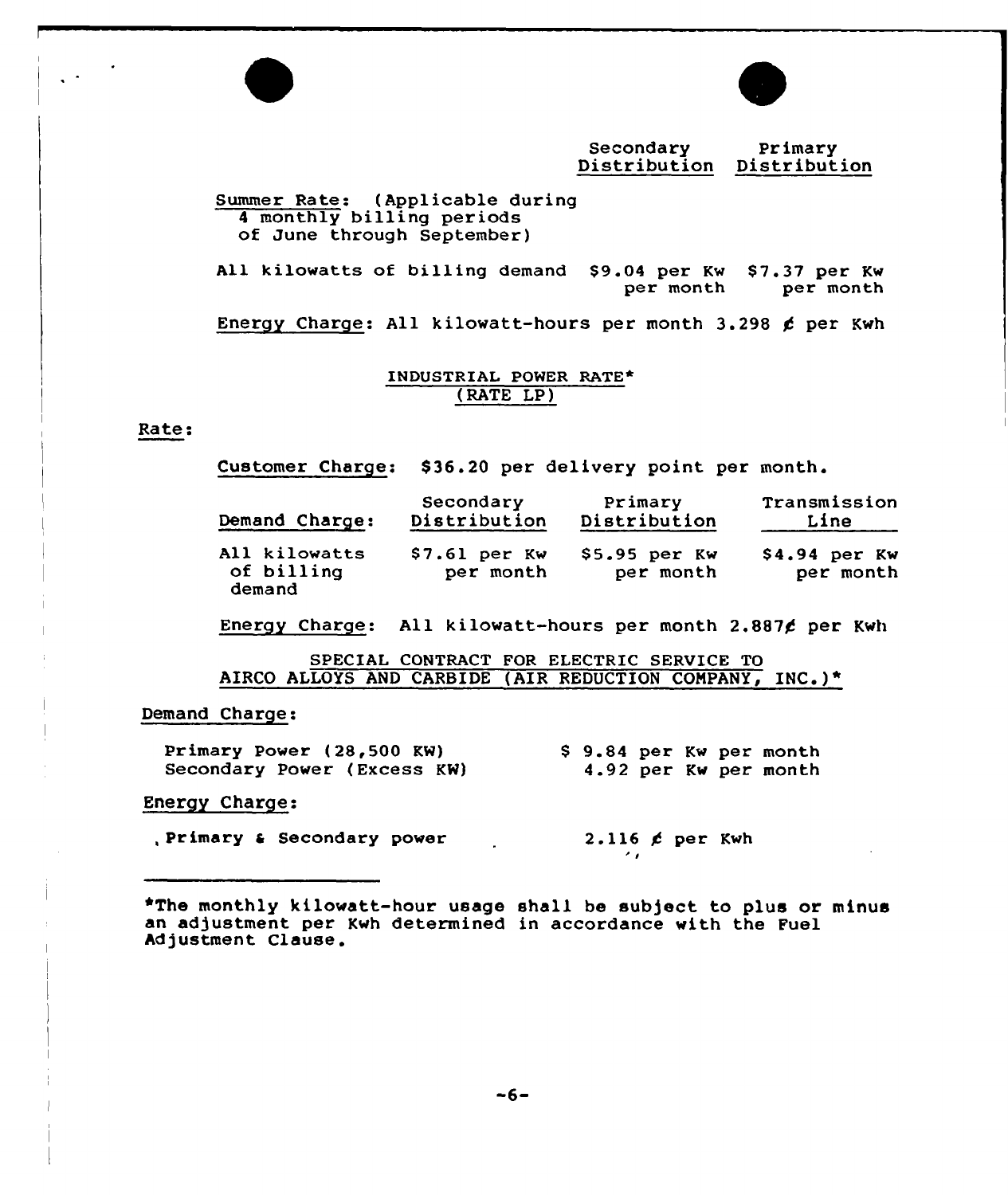| | Secondary Distribution | Primary Distribution |
|---|---|---|
| Summer Rate: (Applicable during 4 monthly billing periods of June through September) | | |
| All kilowatts of billing demand | \$9.04 per Kw per month | \$7.37 per Kw per month |

Energy Charge: All kilowatt-hours per month 3.298 ¢ per Kwh

## INDUSTRIAL POWER RATE* (RATE LP)

Rate:

Customer Charge: \$36.20 per delivery point per month.

| Demand Charge: | Secondary Distribution | Primary Distribution | Transmission Line |
|---|---|---|---|
| All kilowatts of billing demand | \$7.61 per Kw per month | \$5.95 per Kw per month | \$4.94 per Kw per month |

Energy Charge: All kilowatt-hours per month 2.887¢ per Kwh

## SPECIAL CONTRACT FOR ELECTRIC SERVICE TO AIRCO ALLOYS AND CARBIDE (AIR REDUCTION COMPANY, INC.)*

Demand Charge:

| | |
|---|---|
| Primary Power (28,500 KW) | \$ 9.84 per Kw per month |
| Secondary Power (Excess KW) | 4.92 per Kw per month |

Energy Charge:

| | |
|---|---|
| Primary & Secondary power | 2.116 ¢ per Kwh |

---

*The monthly kilowatt-hour usage shall be subject to plus or minus an adjustment per Kwh determined in accordance with the Fuel Adjustment Clause.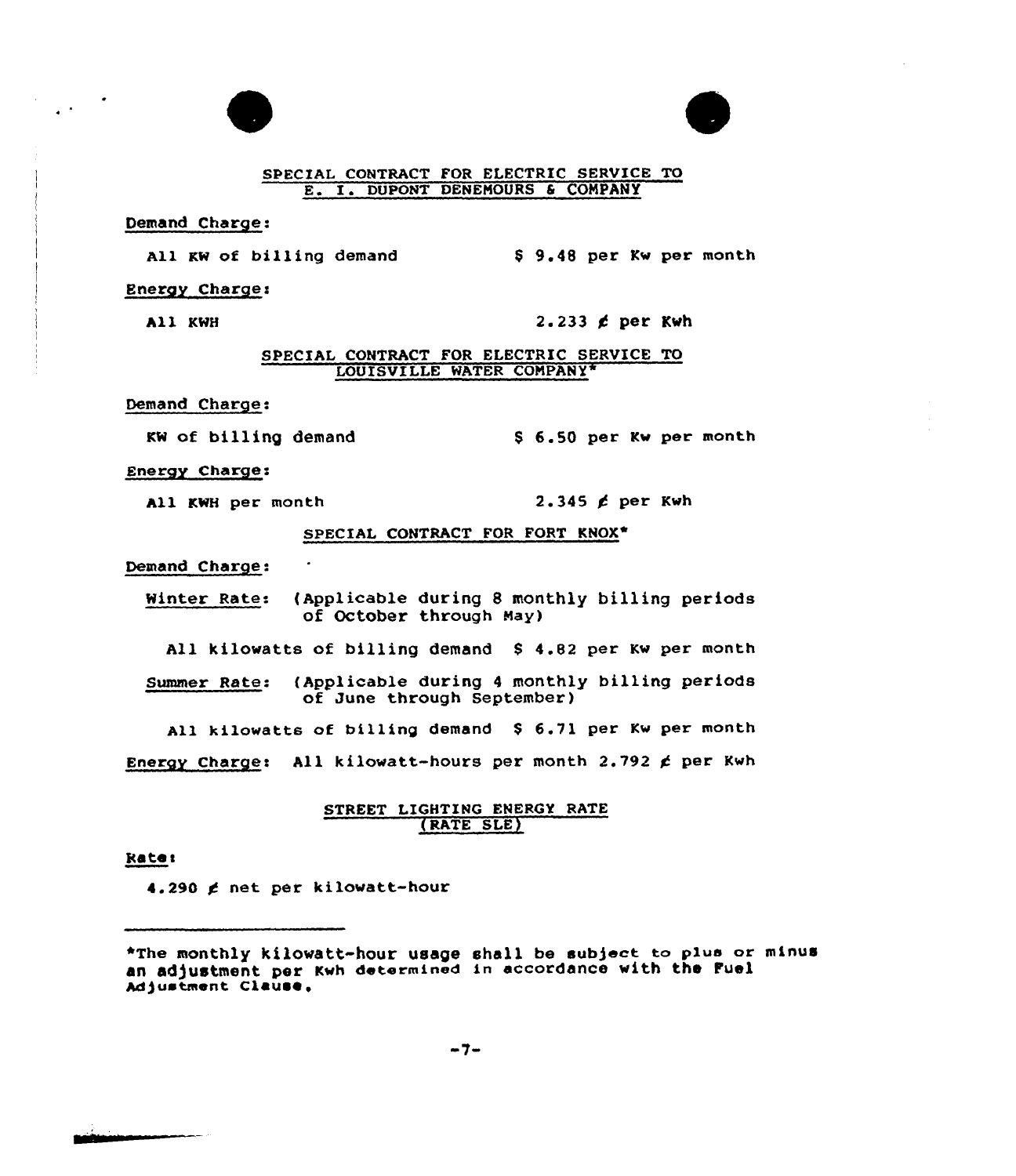## SPECIAL CONTRACT FOR ELECTRIC SERVICE TO E. I. DUPONT DENEMOURS & COMPANY

Demand Charge:

All KW of billing demand $ 9.48 per Kw per month

Energy Charge:

All KWH 2.233 ¢ per Kwh

## SPECIAL CONTRACT FOR ELECTRIC SERVICE TO LOUISVILLE WATER COMPANY*

Demand Charge:

KW of billing demand $ 6.50 per Kw per month

Energy Charge:

All KWH per month 2.345 ¢ per Kwh

## SPECIAL CONTRACT FOR FORT KNOX*

Demand Charge:

Winter Rate: (Applicable during 8 monthly billing periods of October through May)

All kilowatts of billing demand $ 4.82 per Kw per month

Summer Rate: (Applicable during 4 monthly billing periods of June through September)

All kilowatts of billing demand $ 6.71 per Kw per month

Energy Charge: All kilowatt-hours per month 2.792 ¢ per Kwh

## STREET LIGHTING ENERGY RATE (RATE SLE)

Rate:

4.290 ¢ net per kilowatt-hour

---

*The monthly kilowatt-hour usage shall be subject to plus or minus an adjustment per Kwh determined in accordance with the Fuel Adjustment Clause.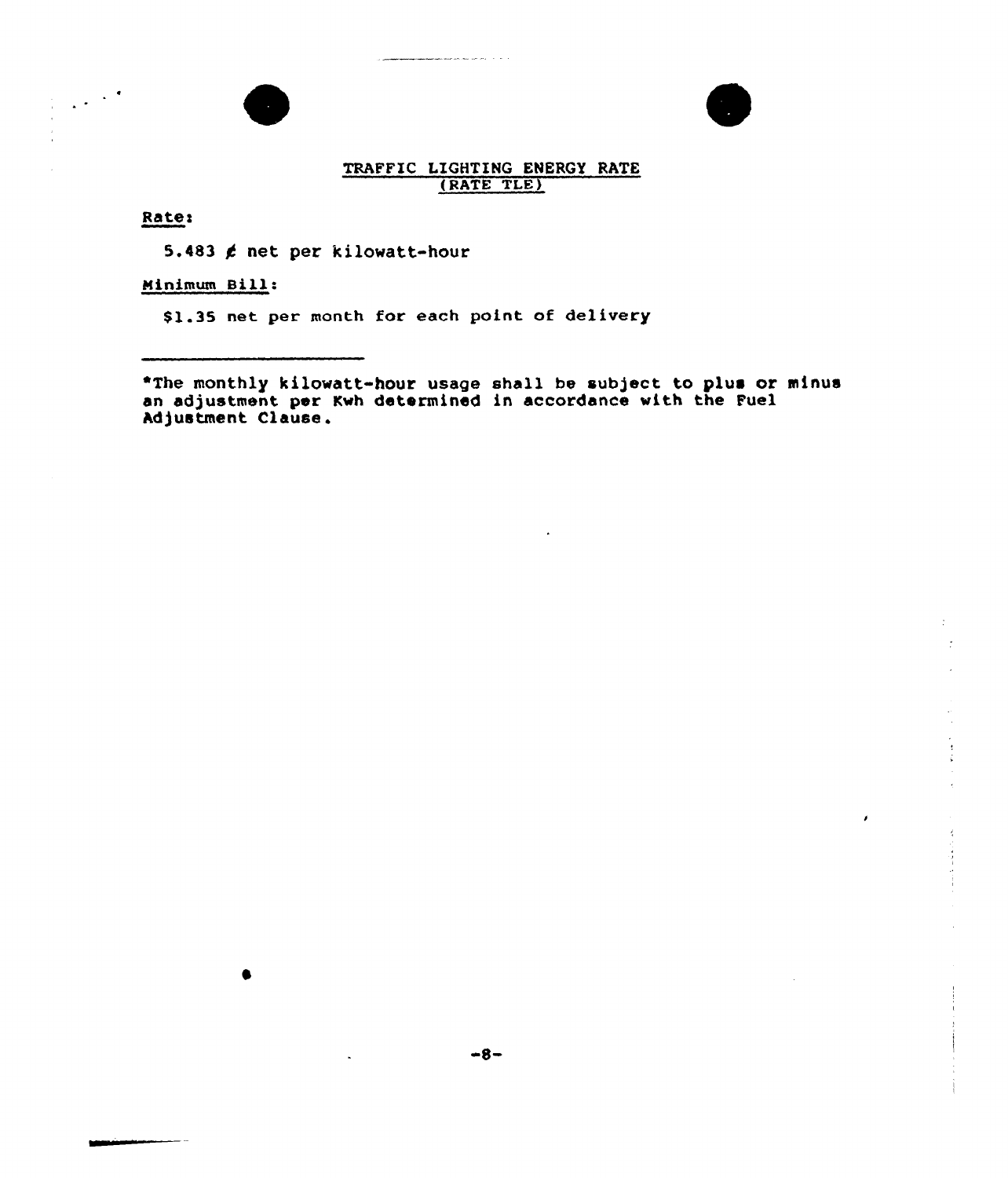## TRAFFIC LIGHTING ENERGY RATE
## (RATE TLE)

Rate:

5.483 ¢ net per kilowatt-hour

Minimum Bill:

$1.35 net per month for each point of delivery

---

*The monthly kilowatt-hour usage shall be subject to plus or minus an adjustment per Kwh determined in accordance with the Fuel Adjustment Clause.